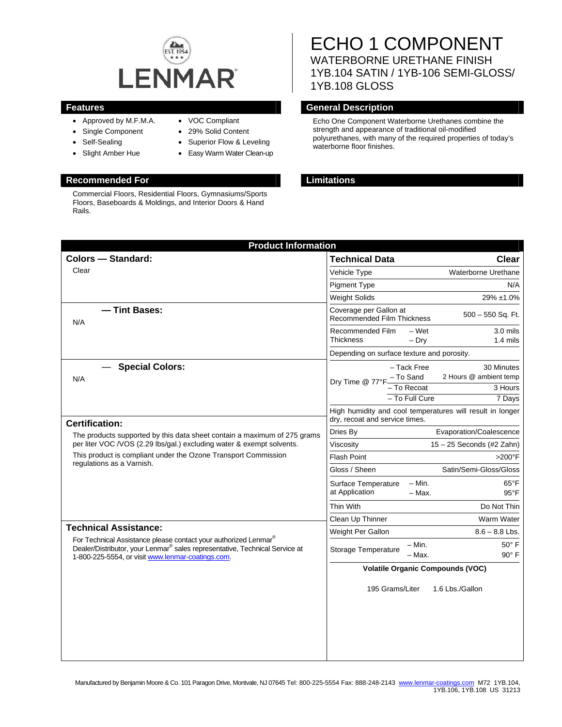LENMAR®

# ECHO 1 COMPONENT

## WATERBORNE URETHANE FINISH
## 1YB.104 SATIN / 1YB-106 SEMI-GLOSS/ 1YB.108 GLOSS

## Features

- Approved by M.F.M.A.
- Single Component
- Self-Sealing
- Slight Amber Hue
- VOC Compliant
- 29% Solid Content
- Superior Flow & Leveling
- Easy Warm Water Clean-up

## General Description

Echo One Component Waterborne Urethanes combine the strength and appearance of traditional oil-modified polyurethanes, with many of the required properties of today's waterborne floor finishes.

## Recommended For

Commercial Floors, Residential Floors, Gymnasiums/Sports Floors, Baseboards & Moldings, and Interior Doors & Hand Rails.

## Limitations

## Product Information

### Colors — Standard:

Clear

### — Tint Bases:

N/A

### — Special Colors:

N/A

### Certification:

The products supported by this data sheet contain a maximum of 275 grams per liter VOC /VOS (2.29 lbs/gal.) excluding water & exempt solvents.

This product is compliant under the Ozone Transport Commission regulations as a Varnish.

### Technical Assistance:

For Technical Assistance please contact your authorized Lenmar® Dealer/Distributor, your Lenmar® sales representative, Technical Service at 1-800-225-5554, or visit www.lenmar-coatings.com.

| Technical Data | | Clear |
|---|---|---|
| Vehicle Type | | Waterborne Urethane |
| Pigment Type | | N/A |
| Weight Solids | | 29% ±1.0% |
| Coverage per Gallon at Recommended Film Thickness | | 500 – 550 Sq. Ft. |
| Recommended Film Thickness | – Wet | 3.0 mils |
| | – Dry | 1.4 mils |
| Depending on surface texture and porosity. | | |
| Dry Time @ 77°F | – Tack Free | 30 Minutes |
| | – To Sand | 2 Hours @ ambient temp |
| | – To Recoat | 3 Hours |
| | – To Full Cure | 7 Days |
| High humidity and cool temperatures will result in longer dry, recoat and service times. | | |
| Dries By | | Evaporation/Coalescence |
| Viscosity | | 15 – 25 Seconds (#2 Zahn) |
| Flash Point | | >200°F |
| Gloss / Sheen | | Satin/Semi-Gloss/Gloss |
| Surface Temperature at Application | – Min. | 65°F |
| | – Max. | 95°F |
| Thin With | | Do Not Thin |
| Clean Up Thinner | | Warm Water |
| Weight Per Gallon | | 8.6 – 8.8 Lbs. |
| Storage Temperature | – Min. | 50° F |
| | – Max. | 90° F |

**Volatile Organic Compounds (VOC)**

195 Grams/Liter 1.6 Lbs./Gallon

Manufactured by Benjamin Moore & Co. 101 Paragon Drive, Montvale, NJ 07645 Tel: 800-225-5554 Fax: 888-248-2143 www.lenmar-coatings.com M72 1YB.104, 1YB.106, 1YB.108 US 31213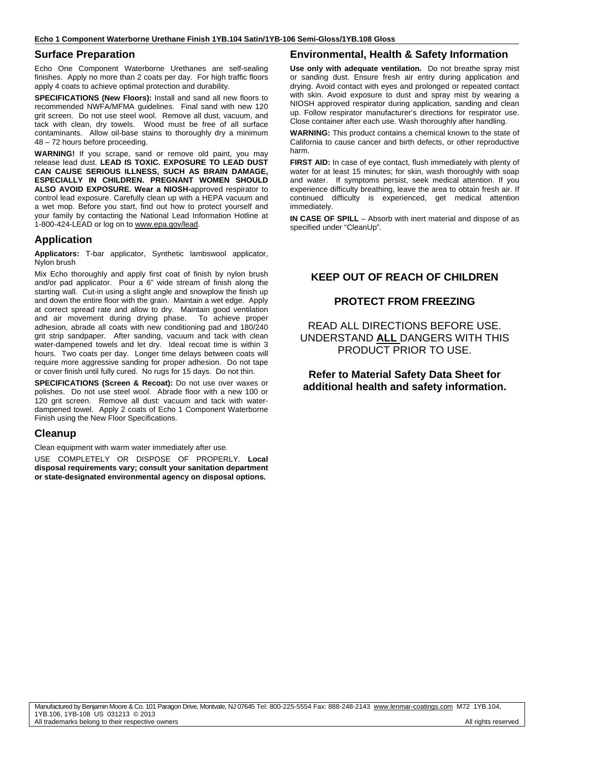## Surface Preparation

Echo One Component Waterborne Urethanes are self-sealing finishes. Apply no more than 2 coats per day. For high traffic floors apply 4 coats to achieve optimal protection and durability.

**SPECIFICATIONS (New Floors):** Install and sand all new floors to recommended NWFA/MFMA guidelines. Final sand with new 120 grit screen. Do not use steel wool. Remove all dust, vacuum, and tack with clean, dry towels. Wood must be free of all surface contaminants. Allow oil-base stains to thoroughly dry a minimum 48 – 72 hours before proceeding.

**WARNING!** If you scrape, sand or remove old paint, you may release lead dust. **LEAD IS TOXIC. EXPOSURE TO LEAD DUST CAN CAUSE SERIOUS ILLNESS, SUCH AS BRAIN DAMAGE, ESPECIALLY IN CHILDREN. PREGNANT WOMEN SHOULD ALSO AVOID EXPOSURE. Wear a NIOSH-**approved respirator to control lead exposure. Carefully clean up with a HEPA vacuum and a wet mop. Before you start, find out how to protect yourself and your family by contacting the National Lead Information Hotline at 1-800-424-LEAD or log on to www.epa.gov/lead.

## Application

**Applicators:** T-bar applicator, Synthetic lambswool applicator, Nylon brush

Mix Echo thoroughly and apply first coat of finish by nylon brush and/or pad applicator. Pour a 6" wide stream of finish along the starting wall. Cut-in using a slight angle and snowplow the finish up and down the entire floor with the grain. Maintain a wet edge. Apply at correct spread rate and allow to dry. Maintain good ventilation and air movement during drying phase. To achieve proper adhesion, abrade all coats with new conditioning pad and 180/240 grit strip sandpaper. After sanding, vacuum and tack with clean water-dampened towels and let dry. Ideal recoat time is within 3 hours. Two coats per day. Longer time delays between coats will require more aggressive sanding for proper adhesion. Do not tape or cover finish until fully cured. No rugs for 15 days. Do not thin.

**SPECIFICATIONS (Screen & Recoat):** Do not use over waxes or polishes. Do not use steel wool. Abrade floor with a new 100 or 120 grit screen. Remove all dust: vacuum and tack with water-dampened towel. Apply 2 coats of Echo 1 Component Waterborne Finish using the New Floor Specifications.

## Cleanup

Clean equipment with warm water immediately after use.

USE COMPLETELY OR DISPOSE OF PROPERLY. **Local disposal requirements vary; consult your sanitation department or state-designated environmental agency on disposal options.**

## Environmental, Health & Safety Information

**Use only with adequate ventilation.** Do not breathe spray mist or sanding dust. Ensure fresh air entry during application and drying. Avoid contact with eyes and prolonged or repeated contact with skin. Avoid exposure to dust and spray mist by wearing a NIOSH approved respirator during application, sanding and clean up. Follow respirator manufacturer's directions for respirator use. Close container after each use. Wash thoroughly after handling.

**WARNING:** This product contains a chemical known to the state of California to cause cancer and birth defects, or other reproductive harm.

**FIRST AID:** In case of eye contact, flush immediately with plenty of water for at least 15 minutes; for skin, wash thoroughly with soap and water. If symptoms persist, seek medical attention. If you experience difficulty breathing, leave the area to obtain fresh air. If continued difficulty is experienced, get medical attention immediately.

**IN CASE OF SPILL** – Absorb with inert material and dispose of as specified under "CleanUp".

**KEEP OUT OF REACH OF CHILDREN**

**PROTECT FROM FREEZING**

READ ALL DIRECTIONS BEFORE USE. UNDERSTAND **ALL** DANGERS WITH THIS PRODUCT PRIOR TO USE.

**Refer to Material Safety Data Sheet for additional health and safety information.**

Manufactured by Benjamin Moore & Co. 101 Paragon Drive, Montvale, NJ 07645 Tel: 800-225-5554 Fax: 888-248-2143 www.lenmar-coatings.com M72 1YB.104, 1YB.106, 1YB-108 US 031213 © 2013
All trademarks belong to their respective owners All rights reserved